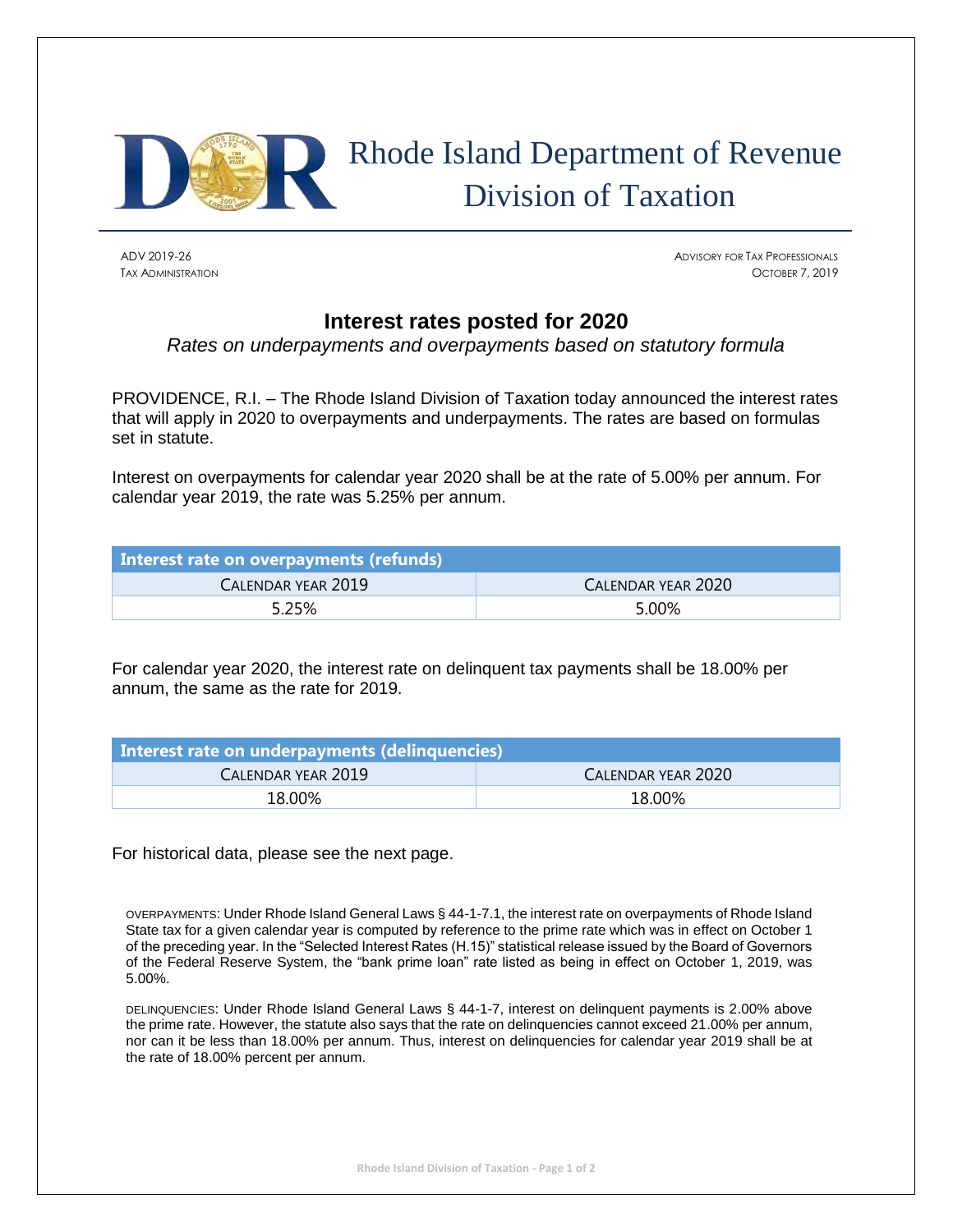# Rhode Island Department of Revenue
# Division of Taxation

ADV 2019-26
TAX ADMINISTRATION

ADVISORY FOR TAX PROFESSIONALS
OCTOBER 7, 2019

## Interest rates posted for 2020

*Rates on underpayments and overpayments based on statutory formula*

PROVIDENCE, R.I. – The Rhode Island Division of Taxation today announced the interest rates that will apply in 2020 to overpayments and underpayments. The rates are based on formulas set in statute.

Interest on overpayments for calendar year 2020 shall be at the rate of 5.00% per annum. For calendar year 2019, the rate was 5.25% per annum.

| **Interest rate on overpayments (refunds)** | |
|---|---|
| CALENDAR YEAR 2019 | CALENDAR YEAR 2020 |
| 5.25% | 5.00% |

For calendar year 2020, the interest rate on delinquent tax payments shall be 18.00% per annum, the same as the rate for 2019.

| **Interest rate on underpayments (delinquencies)** | |
|---|---|
| CALENDAR YEAR 2019 | CALENDAR YEAR 2020 |
| 18.00% | 18.00% |

For historical data, please see the next page.

OVERPAYMENTS: Under Rhode Island General Laws § 44-1-7.1, the interest rate on overpayments of Rhode Island State tax for a given calendar year is computed by reference to the prime rate which was in effect on October 1 of the preceding year. In the "Selected Interest Rates (H.15)" statistical release issued by the Board of Governors of the Federal Reserve System, the "bank prime loan" rate listed as being in effect on October 1, 2019, was 5.00%.

DELINQUENCIES: Under Rhode Island General Laws § 44-1-7, interest on delinquent payments is 2.00% above the prime rate. However, the statute also says that the rate on delinquencies cannot exceed 21.00% per annum, nor can it be less than 18.00% per annum. Thus, interest on delinquencies for calendar year 2019 shall be at the rate of 18.00% percent per annum.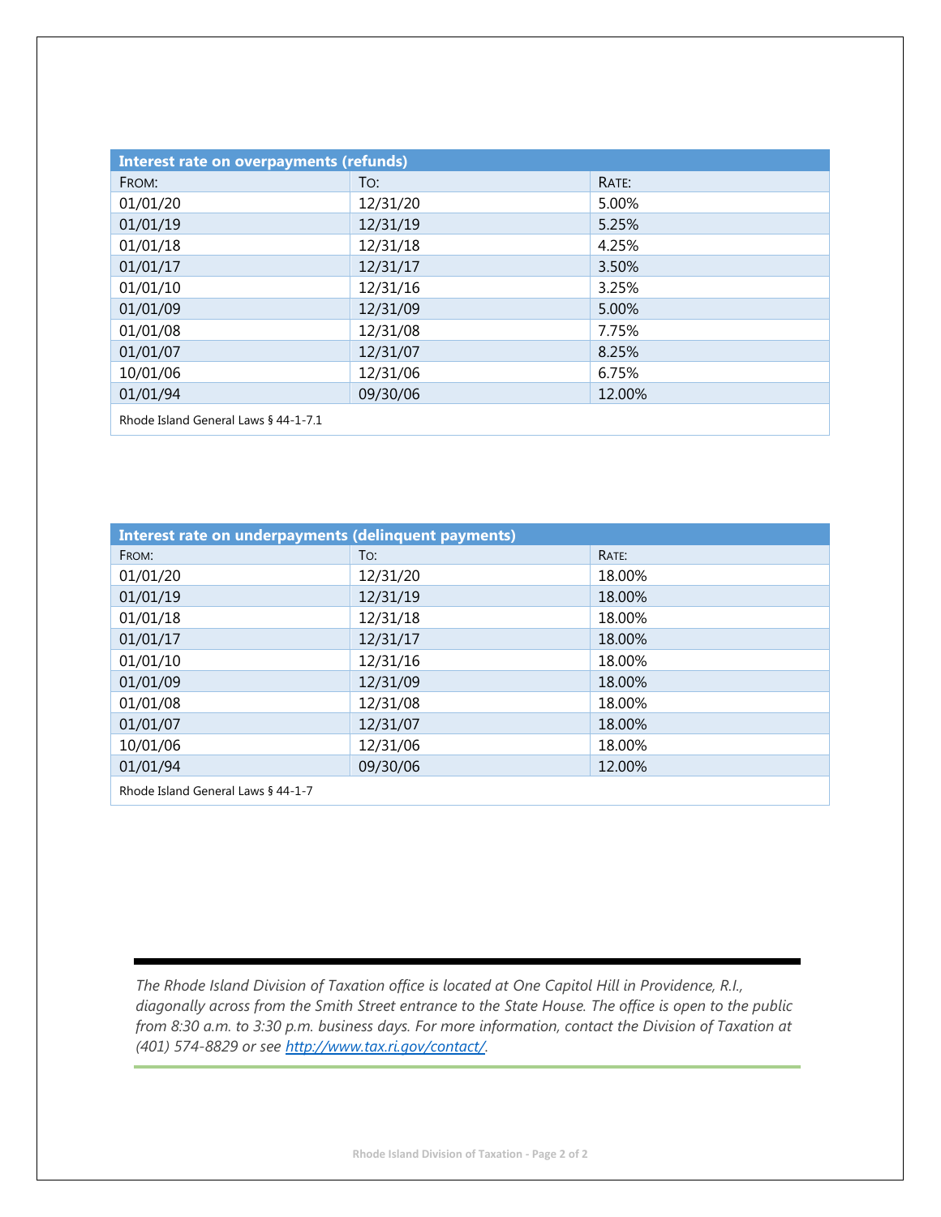| Interest rate on overpayments (refunds) | | |
|---|---|---|
| From: | To: | Rate: |
| 01/01/20 | 12/31/20 | 5.00% |
| 01/01/19 | 12/31/19 | 5.25% |
| 01/01/18 | 12/31/18 | 4.25% |
| 01/01/17 | 12/31/17 | 3.50% |
| 01/01/10 | 12/31/16 | 3.25% |
| 01/01/09 | 12/31/09 | 5.00% |
| 01/01/08 | 12/31/08 | 7.75% |
| 01/01/07 | 12/31/07 | 8.25% |
| 10/01/06 | 12/31/06 | 6.75% |
| 01/01/94 | 09/30/06 | 12.00% |
| Rhode Island General Laws § 44-1-7.1 | | |

| Interest rate on underpayments (delinquent payments) | | |
|---|---|---|
| From: | To: | Rate: |
| 01/01/20 | 12/31/20 | 18.00% |
| 01/01/19 | 12/31/19 | 18.00% |
| 01/01/18 | 12/31/18 | 18.00% |
| 01/01/17 | 12/31/17 | 18.00% |
| 01/01/10 | 12/31/16 | 18.00% |
| 01/01/09 | 12/31/09 | 18.00% |
| 01/01/08 | 12/31/08 | 18.00% |
| 01/01/07 | 12/31/07 | 18.00% |
| 10/01/06 | 12/31/06 | 18.00% |
| 01/01/94 | 09/30/06 | 12.00% |
| Rhode Island General Laws § 44-1-7 | | |

*The Rhode Island Division of Taxation office is located at One Capitol Hill in Providence, R.I., diagonally across from the Smith Street entrance to the State House. The office is open to the public from 8:30 a.m. to 3:30 p.m. business days. For more information, contact the Division of Taxation at (401) 574-8829 or see [http://www.tax.ri.gov/contact/](http://www.tax.ri.gov/contact/).*